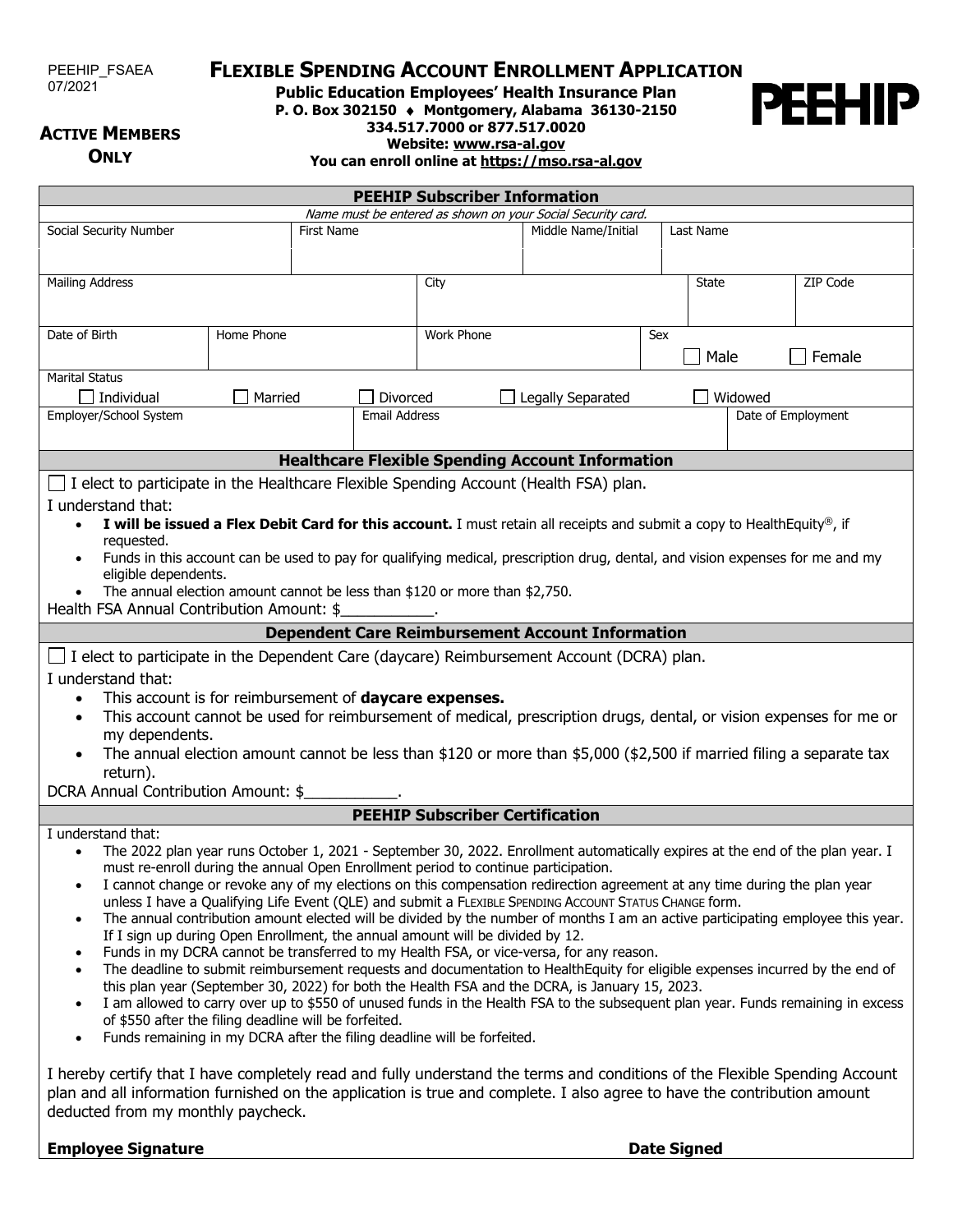PEEHIP_FSAEA
07/2021

**ACTIVE MEMBERS ONLY**

# FLEXIBLE SPENDING ACCOUNT ENROLLMENT APPLICATION

**Public Education Employees' Health Insurance Plan**
**P. O. Box 302150 ♦ Montgomery, Alabama 36130-2150**
**334.517.7000 or 877.517.0020**
**Website: www.rsa-al.gov**
**You can enroll online at https://mso.rsa-al.gov**

PEEHIP

## PEEHIP Subscriber Information

*Name must be entered as shown on your Social Security card.*

| Social Security Number | First Name | Middle Name/Initial | Last Name |
|---|---|---|---|
| | | | |

| Mailing Address | City | State | ZIP Code |
|---|---|---|---|
| | | | |

| Date of Birth | Home Phone | Work Phone | Sex |
|---|---|---|---|
| | | | ☐ Male ☐ Female |

Marital Status
☐ Individual ☐ Married ☐ Divorced ☐ Legally Separated ☐ Widowed

| Employer/School System | Email Address | Date of Employment |
|---|---|---|
| | | |

## Healthcare Flexible Spending Account Information

☐ I elect to participate in the Healthcare Flexible Spending Account (Health FSA) plan.

I understand that:

- **I will be issued a Flex Debit Card for this account.** I must retain all receipts and submit a copy to HealthEquity®, if requested.
- Funds in this account can be used to pay for qualifying medical, prescription drug, dental, and vision expenses for me and my eligible dependents.
- The annual election amount cannot be less than $120 or more than $2,750.

Health FSA Annual Contribution Amount: $___________.

## Dependent Care Reimbursement Account Information

☐ I elect to participate in the Dependent Care (daycare) Reimbursement Account (DCRA) plan.

I understand that:

- This account is for reimbursement of **daycare expenses.**
- This account cannot be used for reimbursement of medical, prescription drugs, dental, or vision expenses for me or my dependents.
- The annual election amount cannot be less than $120 or more than $5,000 ($2,500 if married filing a separate tax return).

DCRA Annual Contribution Amount: $___________.

## PEEHIP Subscriber Certification

I understand that:

- The 2022 plan year runs October 1, 2021 - September 30, 2022. Enrollment automatically expires at the end of the plan year. I must re-enroll during the annual Open Enrollment period to continue participation.
- I cannot change or revoke any of my elections on this compensation redirection agreement at any time during the plan year unless I have a Qualifying Life Event (QLE) and submit a FLEXIBLE SPENDING ACCOUNT STATUS CHANGE form.
- The annual contribution amount elected will be divided by the number of months I am an active participating employee this year. If I sign up during Open Enrollment, the annual amount will be divided by 12.
- Funds in my DCRA cannot be transferred to my Health FSA, or vice-versa, for any reason.
- The deadline to submit reimbursement requests and documentation to HealthEquity for eligible expenses incurred by the end of this plan year (September 30, 2022) for both the Health FSA and the DCRA, is January 15, 2023.
- I am allowed to carry over up to $550 of unused funds in the Health FSA to the subsequent plan year. Funds remaining in excess of $550 after the filing deadline will be forfeited.
- Funds remaining in my DCRA after the filing deadline will be forfeited.

I hereby certify that I have completely read and fully understand the terms and conditions of the Flexible Spending Account plan and all information furnished on the application is true and complete. I also agree to have the contribution amount deducted from my monthly paycheck.

**Employee Signature** **Date Signed**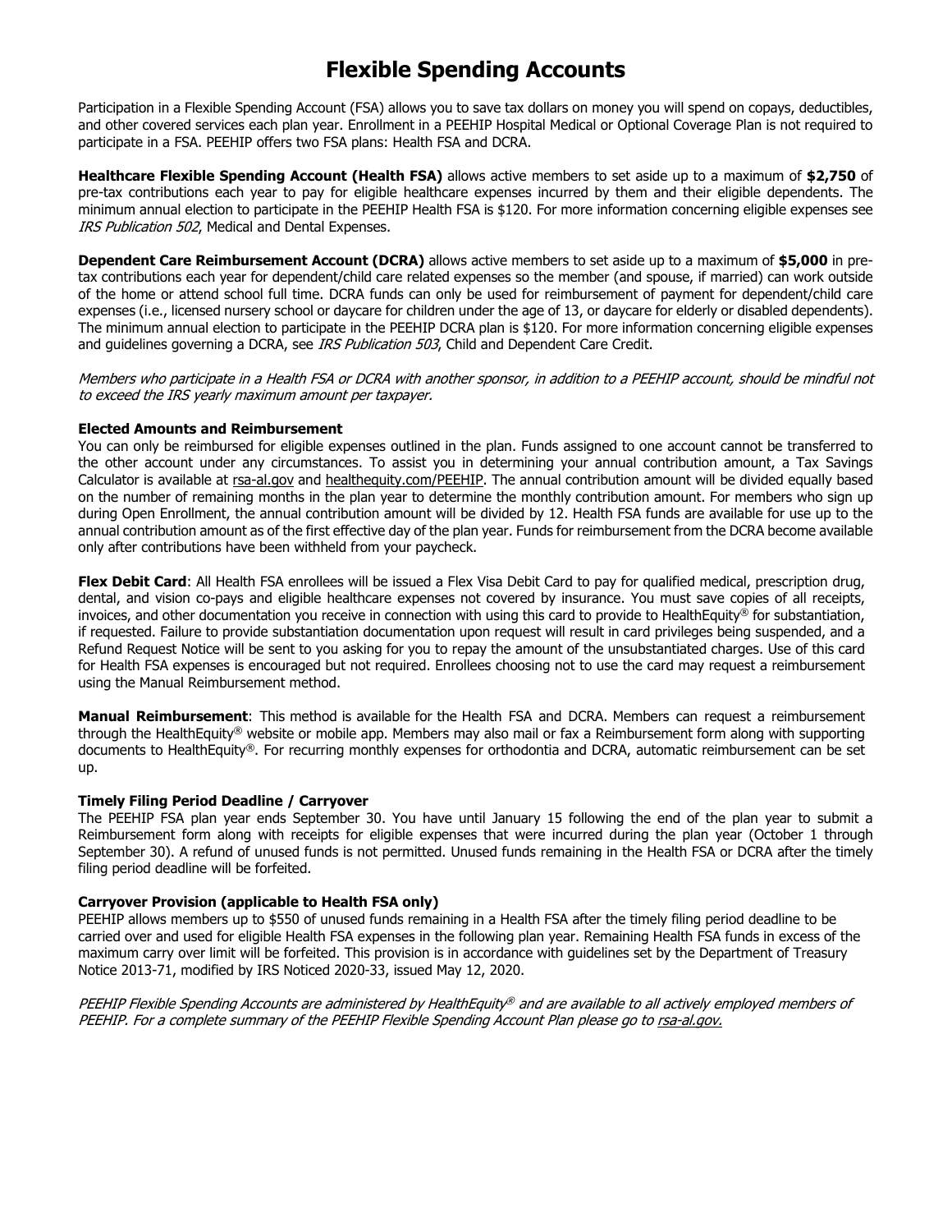# Flexible Spending Accounts

Participation in a Flexible Spending Account (FSA) allows you to save tax dollars on money you will spend on copays, deductibles, and other covered services each plan year. Enrollment in a PEEHIP Hospital Medical or Optional Coverage Plan is not required to participate in a FSA. PEEHIP offers two FSA plans: Health FSA and DCRA.

**Healthcare Flexible Spending Account (Health FSA)** allows active members to set aside up to a maximum of **$2,750** of pre-tax contributions each year to pay for eligible healthcare expenses incurred by them and their eligible dependents. The minimum annual election to participate in the PEEHIP Health FSA is $120. For more information concerning eligible expenses see *IRS Publication 502*, Medical and Dental Expenses.

**Dependent Care Reimbursement Account (DCRA)** allows active members to set aside up to a maximum of **$5,000** in pre-tax contributions each year for dependent/child care related expenses so the member (and spouse, if married) can work outside of the home or attend school full time. DCRA funds can only be used for reimbursement of payment for dependent/child care expenses (i.e., licensed nursery school or daycare for children under the age of 13, or daycare for elderly or disabled dependents). The minimum annual election to participate in the PEEHIP DCRA plan is $120. For more information concerning eligible expenses and guidelines governing a DCRA, see *IRS Publication 503*, Child and Dependent Care Credit.

*Members who participate in a Health FSA or DCRA with another sponsor, in addition to a PEEHIP account, should be mindful not to exceed the IRS yearly maximum amount per taxpayer.*

**Elected Amounts and Reimbursement**

You can only be reimbursed for eligible expenses outlined in the plan. Funds assigned to one account cannot be transferred to the other account under any circumstances. To assist you in determining your annual contribution amount, a Tax Savings Calculator is available at rsa-al.gov and healthequity.com/PEEHIP. The annual contribution amount will be divided equally based on the number of remaining months in the plan year to determine the monthly contribution amount. For members who sign up during Open Enrollment, the annual contribution amount will be divided by 12. Health FSA funds are available for use up to the annual contribution amount as of the first effective day of the plan year. Funds for reimbursement from the DCRA become available only after contributions have been withheld from your paycheck.

**Flex Debit Card**: All Health FSA enrollees will be issued a Flex Visa Debit Card to pay for qualified medical, prescription drug, dental, and vision co-pays and eligible healthcare expenses not covered by insurance. You must save copies of all receipts, invoices, and other documentation you receive in connection with using this card to provide to HealthEquity® for substantiation, if requested. Failure to provide substantiation documentation upon request will result in card privileges being suspended, and a Refund Request Notice will be sent to you asking for you to repay the amount of the unsubstantiated charges. Use of this card for Health FSA expenses is encouraged but not required. Enrollees choosing not to use the card may request a reimbursement using the Manual Reimbursement method.

**Manual Reimbursement**: This method is available for the Health FSA and DCRA. Members can request a reimbursement through the HealthEquity® website or mobile app. Members may also mail or fax a Reimbursement form along with supporting documents to HealthEquity®. For recurring monthly expenses for orthodontia and DCRA, automatic reimbursement can be set up.

**Timely Filing Period Deadline / Carryover**

The PEEHIP FSA plan year ends September 30. You have until January 15 following the end of the plan year to submit a Reimbursement form along with receipts for eligible expenses that were incurred during the plan year (October 1 through September 30). A refund of unused funds is not permitted. Unused funds remaining in the Health FSA or DCRA after the timely filing period deadline will be forfeited.

**Carryover Provision (applicable to Health FSA only)**

PEEHIP allows members up to $550 of unused funds remaining in a Health FSA after the timely filing period deadline to be carried over and used for eligible Health FSA expenses in the following plan year. Remaining Health FSA funds in excess of the maximum carry over limit will be forfeited. This provision is in accordance with guidelines set by the Department of Treasury Notice 2013-71, modified by IRS Noticed 2020-33, issued May 12, 2020.

*PEEHIP Flexible Spending Accounts are administered by HealthEquity® and are available to all actively employed members of PEEHIP. For a complete summary of the PEEHIP Flexible Spending Account Plan please go to rsa-al.gov.*